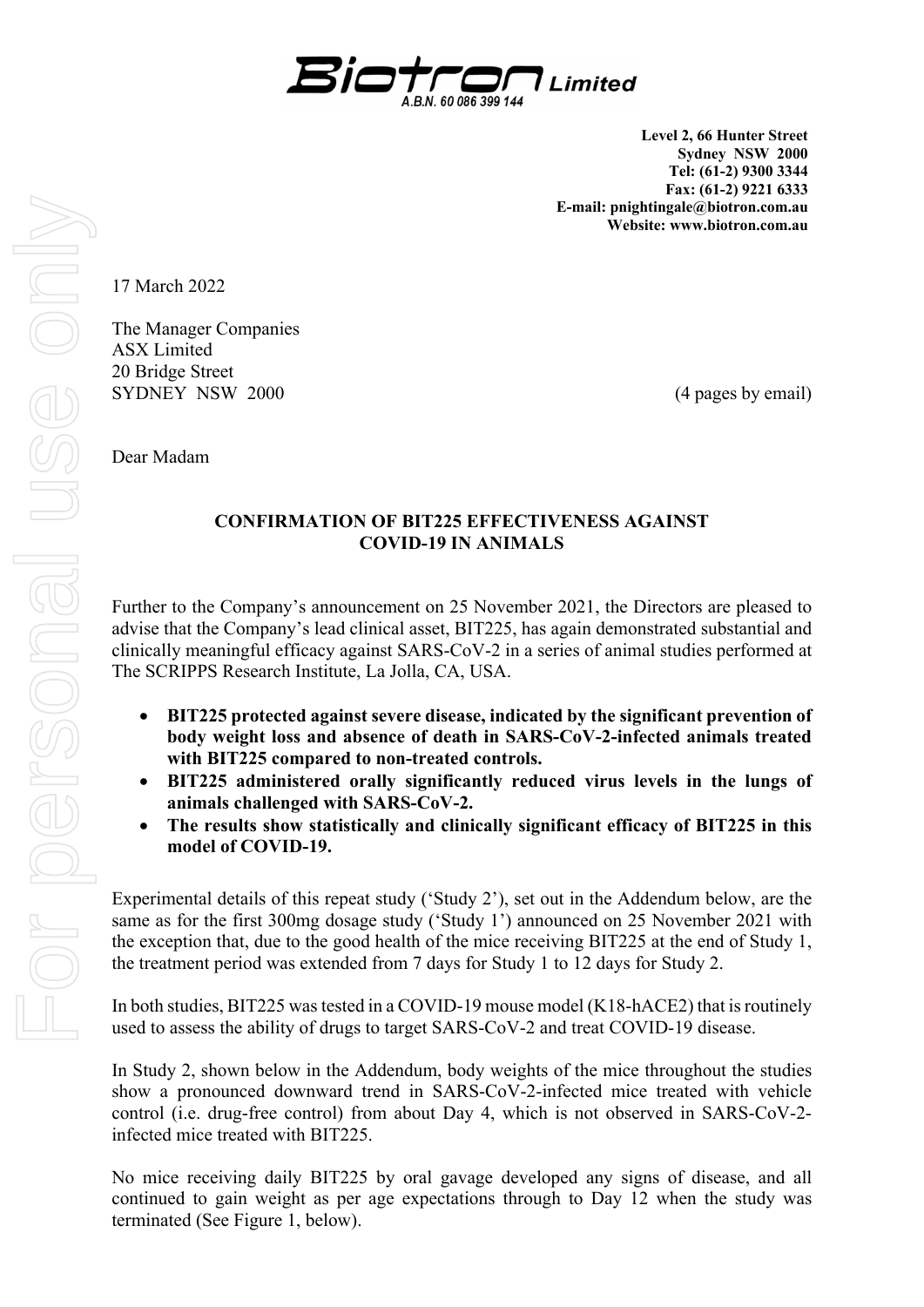**Biotron Limited**
A.B.N. 60 086 399 144

**Level 2, 66 Hunter Street**
**Sydney NSW 2000**
**Tel: (61-2) 9300 3344**
**Fax: (61-2) 9221 6333**
**E-mail: pnightingale@biotron.com.au**
**Website: www.biotron.com.au**

17 March 2022

The Manager Companies
ASX Limited
20 Bridge Street
SYDNEY NSW 2000

(4 pages by email)

Dear Madam

## CONFIRMATION OF BIT225 EFFECTIVENESS AGAINST COVID-19 IN ANIMALS

Further to the Company's announcement on 25 November 2021, the Directors are pleased to advise that the Company's lead clinical asset, BIT225, has again demonstrated substantial and clinically meaningful efficacy against SARS-CoV-2 in a series of animal studies performed at The SCRIPPS Research Institute, La Jolla, CA, USA.

- **BIT225 protected against severe disease, indicated by the significant prevention of body weight loss and absence of death in SARS-CoV-2-infected animals treated with BIT225 compared to non-treated controls.**
- **BIT225 administered orally significantly reduced virus levels in the lungs of animals challenged with SARS-CoV-2.**
- **The results show statistically and clinically significant efficacy of BIT225 in this model of COVID-19.**

Experimental details of this repeat study ('Study 2'), set out in the Addendum below, are the same as for the first 300mg dosage study ('Study 1') announced on 25 November 2021 with the exception that, due to the good health of the mice receiving BIT225 at the end of Study 1, the treatment period was extended from 7 days for Study 1 to 12 days for Study 2.

In both studies, BIT225 was tested in a COVID-19 mouse model (K18-hACE2) that is routinely used to assess the ability of drugs to target SARS-CoV-2 and treat COVID-19 disease.

In Study 2, shown below in the Addendum, body weights of the mice throughout the studies show a pronounced downward trend in SARS-CoV-2-infected mice treated with vehicle control (i.e. drug-free control) from about Day 4, which is not observed in SARS-CoV-2-infected mice treated with BIT225.

No mice receiving daily BIT225 by oral gavage developed any signs of disease, and all continued to gain weight as per age expectations through to Day 12 when the study was terminated (See Figure 1, below).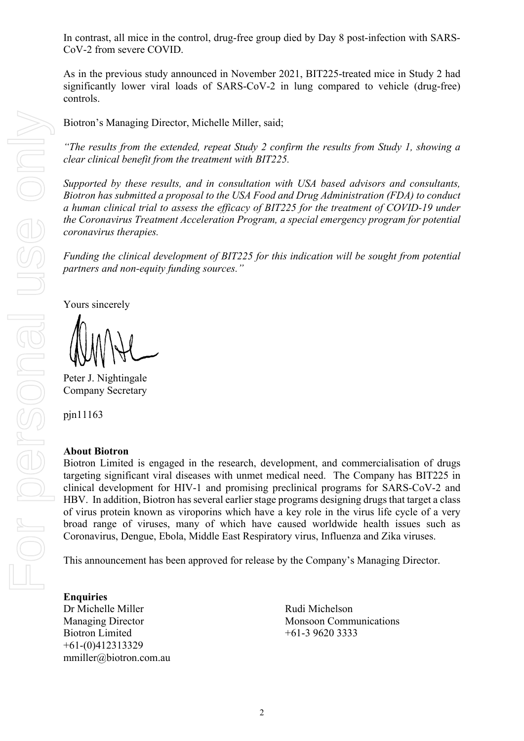In contrast, all mice in the control, drug-free group died by Day 8 post-infection with SARS-CoV-2 from severe COVID.

As in the previous study announced in November 2021, BIT225-treated mice in Study 2 had significantly lower viral loads of SARS-CoV-2 in lung compared to vehicle (drug-free) controls.

Biotron's Managing Director, Michelle Miller, said;

*"The results from the extended, repeat Study 2 confirm the results from Study 1, showing a clear clinical benefit from the treatment with BIT225.*

*Supported by these results, and in consultation with USA based advisors and consultants, Biotron has submitted a proposal to the USA Food and Drug Administration (FDA) to conduct a human clinical trial to assess the efficacy of BIT225 for the treatment of COVID-19 under the Coronavirus Treatment Acceleration Program, a special emergency program for potential coronavirus therapies.*

*Funding the clinical development of BIT225 for this indication will be sought from potential partners and non-equity funding sources."*

Yours sincerely

Peter J. Nightingale
Company Secretary

pjn11163

**About Biotron**
Biotron Limited is engaged in the research, development, and commercialisation of drugs targeting significant viral diseases with unmet medical need. The Company has BIT225 in clinical development for HIV-1 and promising preclinical programs for SARS-CoV-2 and HBV. In addition, Biotron has several earlier stage programs designing drugs that target a class of virus protein known as viroporins which have a key role in the virus life cycle of a very broad range of viruses, many of which have caused worldwide health issues such as Coronavirus, Dengue, Ebola, Middle East Respiratory virus, Influenza and Zika viruses.

This announcement has been approved for release by the Company's Managing Director.

**Enquiries**

Dr Michelle Miller
Managing Director
Biotron Limited
+61-(0)412313329
mmiller@biotron.com.au

Rudi Michelson
Monsoon Communications
+61-3 9620 3333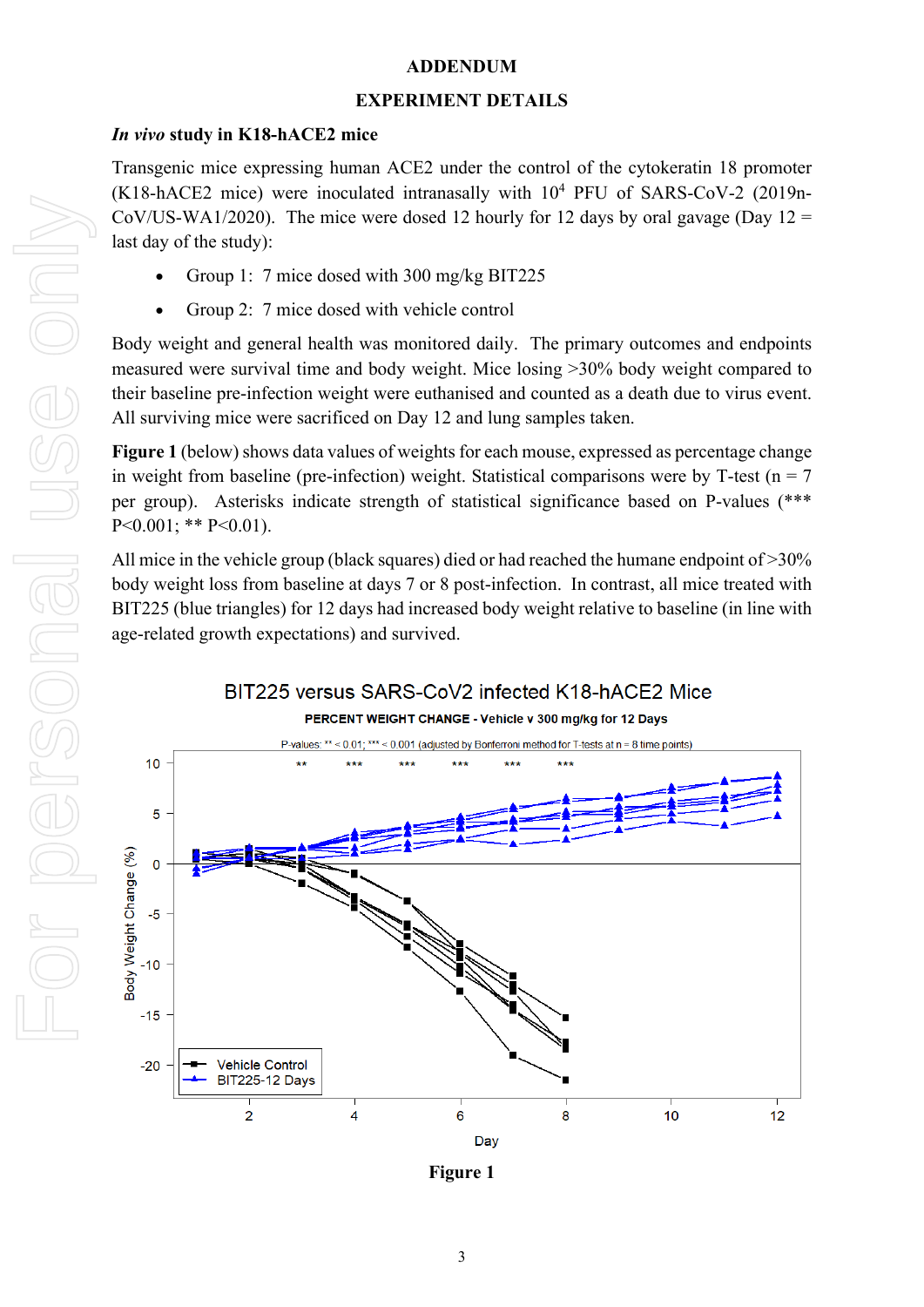**ADDENDUM**

**EXPERIMENT DETAILS**

***In vivo* study in K18-hACE2 mice**

Transgenic mice expressing human ACE2 under the control of the cytokeratin 18 promoter (K18-hACE2 mice) were inoculated intranasally with $10^4$ PFU of SARS-CoV-2 (2019n-CoV/US-WA1/2020). The mice were dosed 12 hourly for 12 days by oral gavage (Day 12 = last day of the study):

- Group 1: 7 mice dosed with 300 mg/kg BIT225
- Group 2: 7 mice dosed with vehicle control

Body weight and general health was monitored daily. The primary outcomes and endpoints measured were survival time and body weight. Mice losing >30% body weight compared to their baseline pre-infection weight were euthanised and counted as a death due to virus event. All surviving mice were sacrificed on Day 12 and lung samples taken.

**Figure 1** (below) shows data values of weights for each mouse, expressed as percentage change in weight from baseline (pre-infection) weight. Statistical comparisons were by T-test (n = 7 per group). Asterisks indicate strength of statistical significance based on P-values (*** P<0.001; ** P<0.01).

All mice in the vehicle group (black squares) died or had reached the humane endpoint of >30% body weight loss from baseline at days 7 or 8 post-infection. In contrast, all mice treated with BIT225 (blue triangles) for 12 days had increased body weight relative to baseline (in line with age-related growth expectations) and survived.

**Figure 1**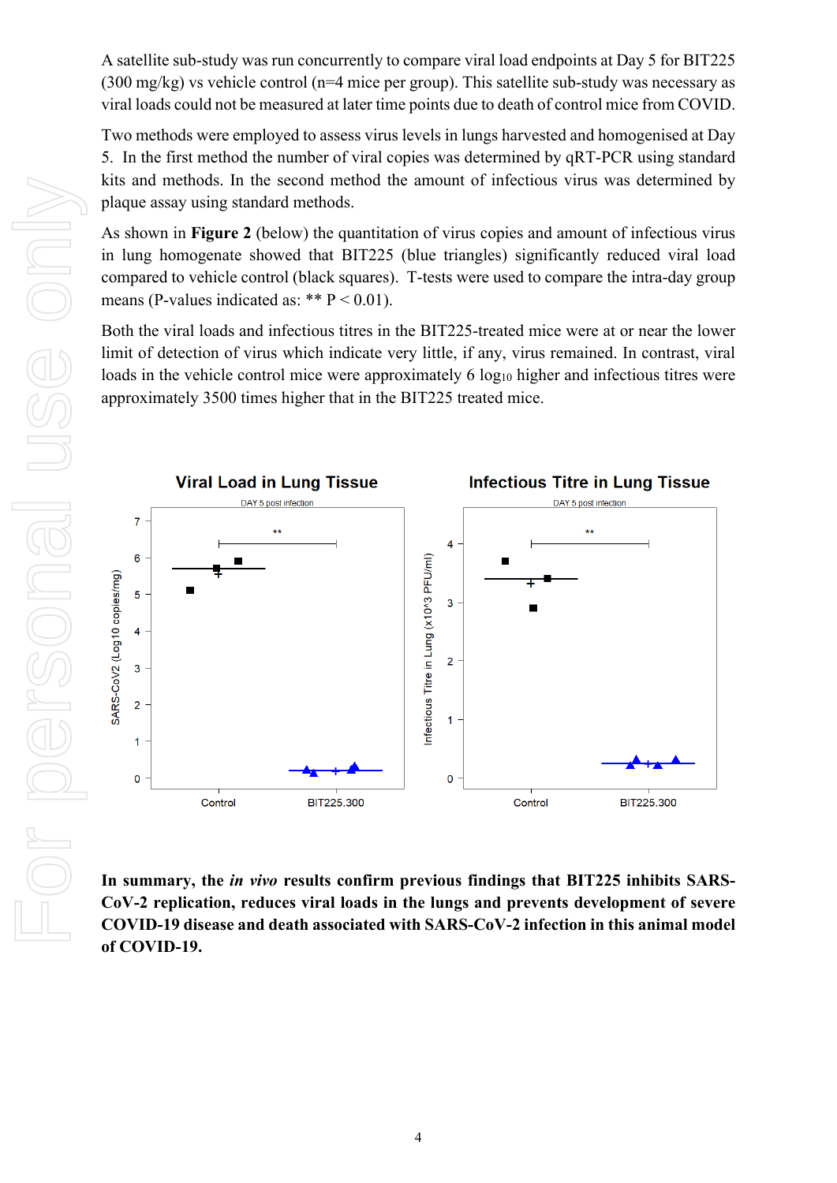A satellite sub-study was run concurrently to compare viral load endpoints at Day 5 for BIT225 (300 mg/kg) vs vehicle control (n=4 mice per group). This satellite sub-study was necessary as viral loads could not be measured at later time points due to death of control mice from COVID.

Two methods were employed to assess virus levels in lungs harvested and homogenised at Day 5. In the first method the number of viral copies was determined by qRT-PCR using standard kits and methods. In the second method the amount of infectious virus was determined by plaque assay using standard methods.

As shown in **Figure 2** (below) the quantitation of virus copies and amount of infectious virus in lung homogenate showed that BIT225 (blue triangles) significantly reduced viral load compared to vehicle control (black squares). T-tests were used to compare the intra-day group means (P-values indicated as: ** $P < 0.01$).

Both the viral loads and infectious titres in the BIT225-treated mice were at or near the lower limit of detection of virus which indicate very little, if any, virus remained. In contrast, viral loads in the vehicle control mice were approximately 6 $\log_{10}$ higher and infectious titres were approximately 3500 times higher that in the BIT225 treated mice.

Viral Load in Lung Tissue

DAY 5 post infection

SARS-CoV2 (Log10 copies/mg)

0 1 2 3 4 5 6 7

**

Control BIT225.300

Infectious Titre in Lung Tissue

DAY 5 post infection

Infectious Titre in Lung (x10^3 PFU/ml)

0 1 2 3 4

**

Control BIT225.300

**In summary, the *in vivo* results confirm previous findings that BIT225 inhibits SARS-CoV-2 replication, reduces viral loads in the lungs and prevents development of severe COVID-19 disease and death associated with SARS-CoV-2 infection in this animal model of COVID-19.**